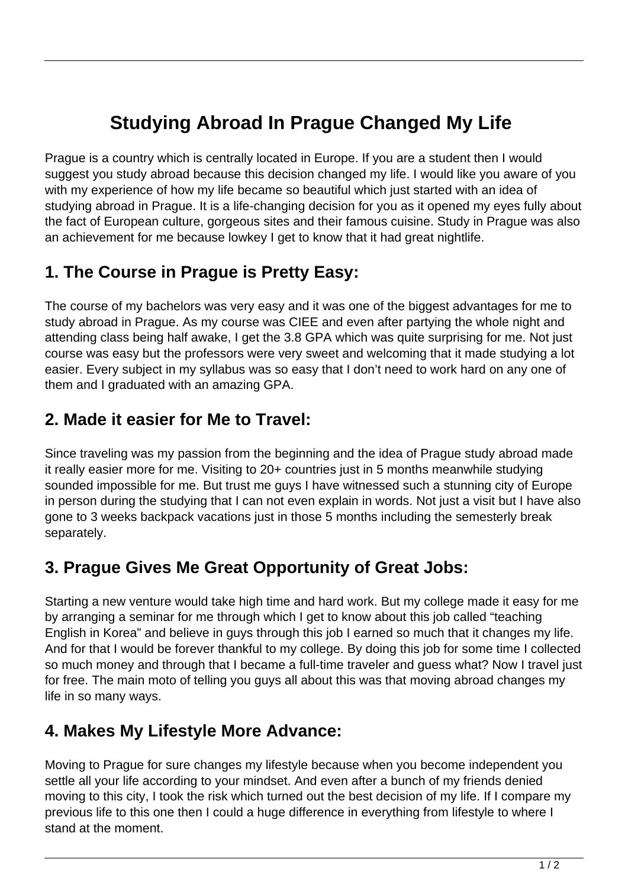# Studying Abroad In Prague Changed My Life

Prague is a country which is centrally located in Europe. If you are a student then I would suggest you study abroad because this decision changed my life. I would like you aware of you with my experience of how my life became so beautiful which just started with an idea of studying abroad in Prague. It is a life-changing decision for you as it opened my eyes fully about the fact of European culture, gorgeous sites and their famous cuisine. Study in Prague was also an achievement for me because lowkey I get to know that it had great nightlife.

## 1. The Course in Prague is Pretty Easy:

The course of my bachelors was very easy and it was one of the biggest advantages for me to study abroad in Prague. As my course was CIEE and even after partying the whole night and attending class being half awake, I get the 3.8 GPA which was quite surprising for me. Not just course was easy but the professors were very sweet and welcoming that it made studying a lot easier. Every subject in my syllabus was so easy that I don't need to work hard on any one of them and I graduated with an amazing GPA.

## 2. Made it easier for Me to Travel:

Since traveling was my passion from the beginning and the idea of Prague study abroad made it really easier more for me. Visiting to 20+ countries just in 5 months meanwhile studying sounded impossible for me. But trust me guys I have witnessed such a stunning city of Europe in person during the studying that I can not even explain in words. Not just a visit but I have also gone to 3 weeks backpack vacations just in those 5 months including the semesterly break separately.

## 3. Prague Gives Me Great Opportunity of Great Jobs:

Starting a new venture would take high time and hard work. But my college made it easy for me by arranging a seminar for me through which I get to know about this job called "teaching English in Korea" and believe in guys through this job I earned so much that it changes my life. And for that I would be forever thankful to my college. By doing this job for some time I collected so much money and through that I became a full-time traveler and guess what? Now I travel just for free. The main moto of telling you guys all about this was that moving abroad changes my life in so many ways.

## 4. Makes My Lifestyle More Advance:

Moving to Prague for sure changes my lifestyle because when you become independent you settle all your life according to your mindset. And even after a bunch of my friends denied moving to this city, I took the risk which turned out the best decision of my life. If I compare my previous life to this one then I could a huge difference in everything from lifestyle to where I stand at the moment.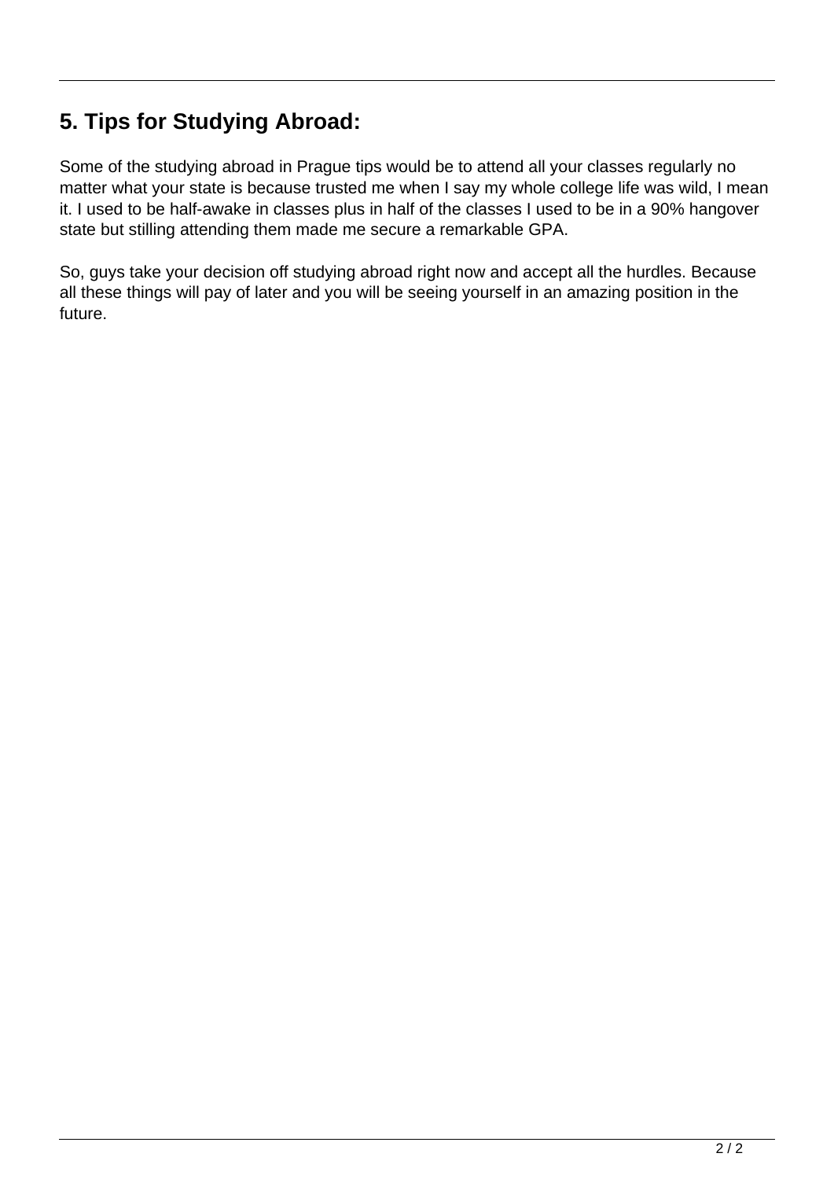## 5. Tips for Studying Abroad:

Some of the studying abroad in Prague tips would be to attend all your classes regularly no matter what your state is because trusted me when I say my whole college life was wild, I mean it. I used to be half-awake in classes plus in half of the classes I used to be in a 90% hangover state but stilling attending them made me secure a remarkable GPA.

So, guys take your decision off studying abroad right now and accept all the hurdles. Because all these things will pay of later and you will be seeing yourself in an amazing position in the future.